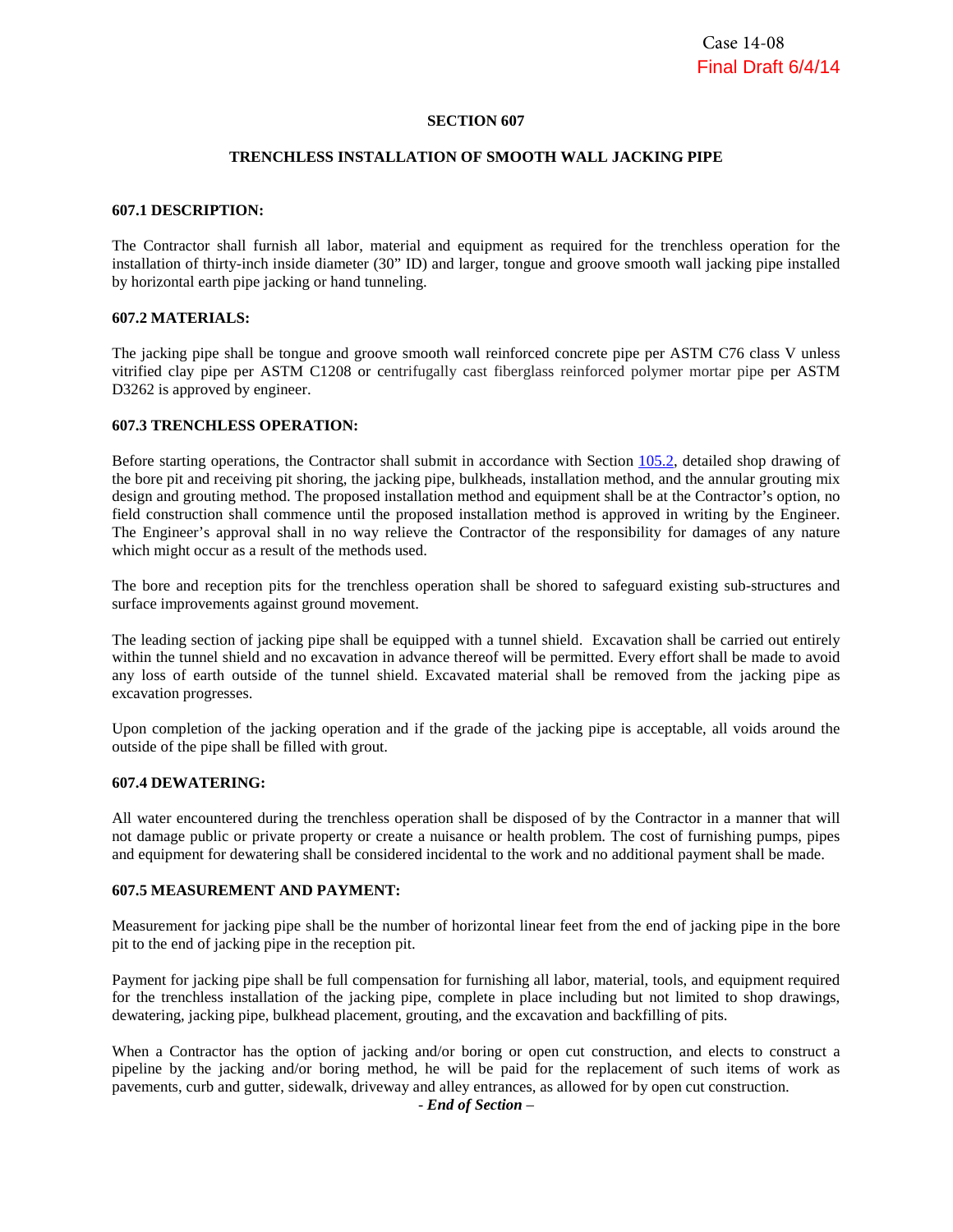Case 14-08
Final Draft 6/4/14

# SECTION 607

## TRENCHLESS INSTALLATION OF SMOOTH WALL JACKING PIPE

### 607.1 DESCRIPTION:

The Contractor shall furnish all labor, material and equipment as required for the trenchless operation for the installation of thirty-inch inside diameter (30" ID) and larger, tongue and groove smooth wall jacking pipe installed by horizontal earth pipe jacking or hand tunneling.

### 607.2 MATERIALS:

The jacking pipe shall be tongue and groove smooth wall reinforced concrete pipe per ASTM C76 class V unless vitrified clay pipe per ASTM C1208 or centrifugally cast fiberglass reinforced polymer mortar pipe per ASTM D3262 is approved by engineer.

### 607.3 TRENCHLESS OPERATION:

Before starting operations, the Contractor shall submit in accordance with Section 105.2, detailed shop drawing of the bore pit and receiving pit shoring, the jacking pipe, bulkheads, installation method, and the annular grouting mix design and grouting method. The proposed installation method and equipment shall be at the Contractor's option, no field construction shall commence until the proposed installation method is approved in writing by the Engineer. The Engineer's approval shall in no way relieve the Contractor of the responsibility for damages of any nature which might occur as a result of the methods used.

The bore and reception pits for the trenchless operation shall be shored to safeguard existing sub-structures and surface improvements against ground movement.

The leading section of jacking pipe shall be equipped with a tunnel shield. Excavation shall be carried out entirely within the tunnel shield and no excavation in advance thereof will be permitted. Every effort shall be made to avoid any loss of earth outside of the tunnel shield. Excavated material shall be removed from the jacking pipe as excavation progresses.

Upon completion of the jacking operation and if the grade of the jacking pipe is acceptable, all voids around the outside of the pipe shall be filled with grout.

### 607.4 DEWATERING:

All water encountered during the trenchless operation shall be disposed of by the Contractor in a manner that will not damage public or private property or create a nuisance or health problem. The cost of furnishing pumps, pipes and equipment for dewatering shall be considered incidental to the work and no additional payment shall be made.

### 607.5 MEASUREMENT AND PAYMENT:

Measurement for jacking pipe shall be the number of horizontal linear feet from the end of jacking pipe in the bore pit to the end of jacking pipe in the reception pit.

Payment for jacking pipe shall be full compensation for furnishing all labor, material, tools, and equipment required for the trenchless installation of the jacking pipe, complete in place including but not limited to shop drawings, dewatering, jacking pipe, bulkhead placement, grouting, and the excavation and backfilling of pits.

When a Contractor has the option of jacking and/or boring or open cut construction, and elects to construct a pipeline by the jacking and/or boring method, he will be paid for the replacement of such items of work as pavements, curb and gutter, sidewalk, driveway and alley entrances, as allowed for by open cut construction.

*- End of Section –*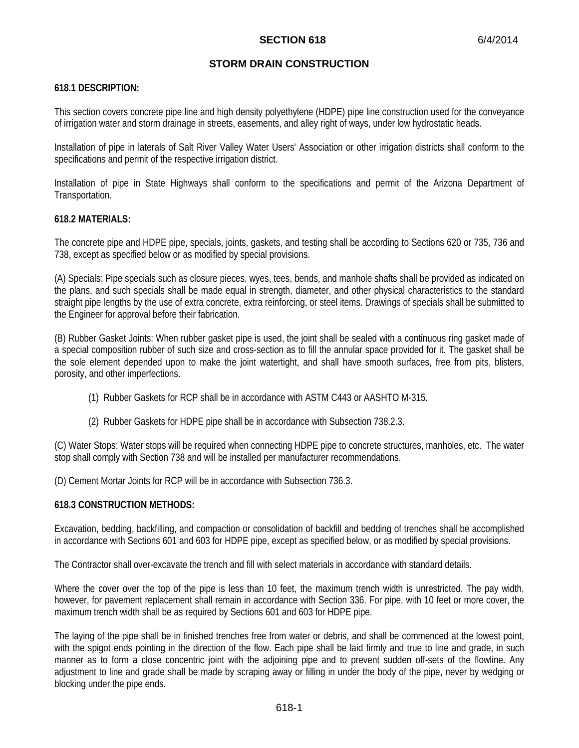## SECTION 618

## STORM DRAIN CONSTRUCTION

### 618.1 DESCRIPTION:

This section covers concrete pipe line and high density polyethylene (HDPE) pipe line construction used for the conveyance of irrigation water and storm drainage in streets, easements, and alley right of ways, under low hydrostatic heads.

Installation of pipe in laterals of Salt River Valley Water Users' Association or other irrigation districts shall conform to the specifications and permit of the respective irrigation district.

Installation of pipe in State Highways shall conform to the specifications and permit of the Arizona Department of Transportation.

### 618.2 MATERIALS:

The concrete pipe and HDPE pipe, specials, joints, gaskets, and testing shall be according to Sections 620 or 735, 736 and 738, except as specified below or as modified by special provisions.

(A) Specials: Pipe specials such as closure pieces, wyes, tees, bends, and manhole shafts shall be provided as indicated on the plans, and such specials shall be made equal in strength, diameter, and other physical characteristics to the standard straight pipe lengths by the use of extra concrete, extra reinforcing, or steel items. Drawings of specials shall be submitted to the Engineer for approval before their fabrication.

(B) Rubber Gasket Joints: When rubber gasket pipe is used, the joint shall be sealed with a continuous ring gasket made of a special composition rubber of such size and cross-section as to fill the annular space provided for it. The gasket shall be the sole element depended upon to make the joint watertight, and shall have smooth surfaces, free from pits, blisters, porosity, and other imperfections.

(1) Rubber Gaskets for RCP shall be in accordance with ASTM C443 or AASHTO M-315.

(2) Rubber Gaskets for HDPE pipe shall be in accordance with Subsection 738.2.3.

(C) Water Stops: Water stops will be required when connecting HDPE pipe to concrete structures, manholes, etc. The water stop shall comply with Section 738 and will be installed per manufacturer recommendations.

(D) Cement Mortar Joints for RCP will be in accordance with Subsection 736.3.

### 618.3 CONSTRUCTION METHODS:

Excavation, bedding, backfilling, and compaction or consolidation of backfill and bedding of trenches shall be accomplished in accordance with Sections 601 and 603 for HDPE pipe, except as specified below, or as modified by special provisions.

The Contractor shall over-excavate the trench and fill with select materials in accordance with standard details.

Where the cover over the top of the pipe is less than 10 feet, the maximum trench width is unrestricted. The pay width, however, for pavement replacement shall remain in accordance with Section 336. For pipe, with 10 feet or more cover, the maximum trench width shall be as required by Sections 601 and 603 for HDPE pipe.

The laying of the pipe shall be in finished trenches free from water or debris, and shall be commenced at the lowest point, with the spigot ends pointing in the direction of the flow. Each pipe shall be laid firmly and true to line and grade, in such manner as to form a close concentric joint with the adjoining pipe and to prevent sudden off-sets of the flowline. Any adjustment to line and grade shall be made by scraping away or filling in under the body of the pipe, never by wedging or blocking under the pipe ends.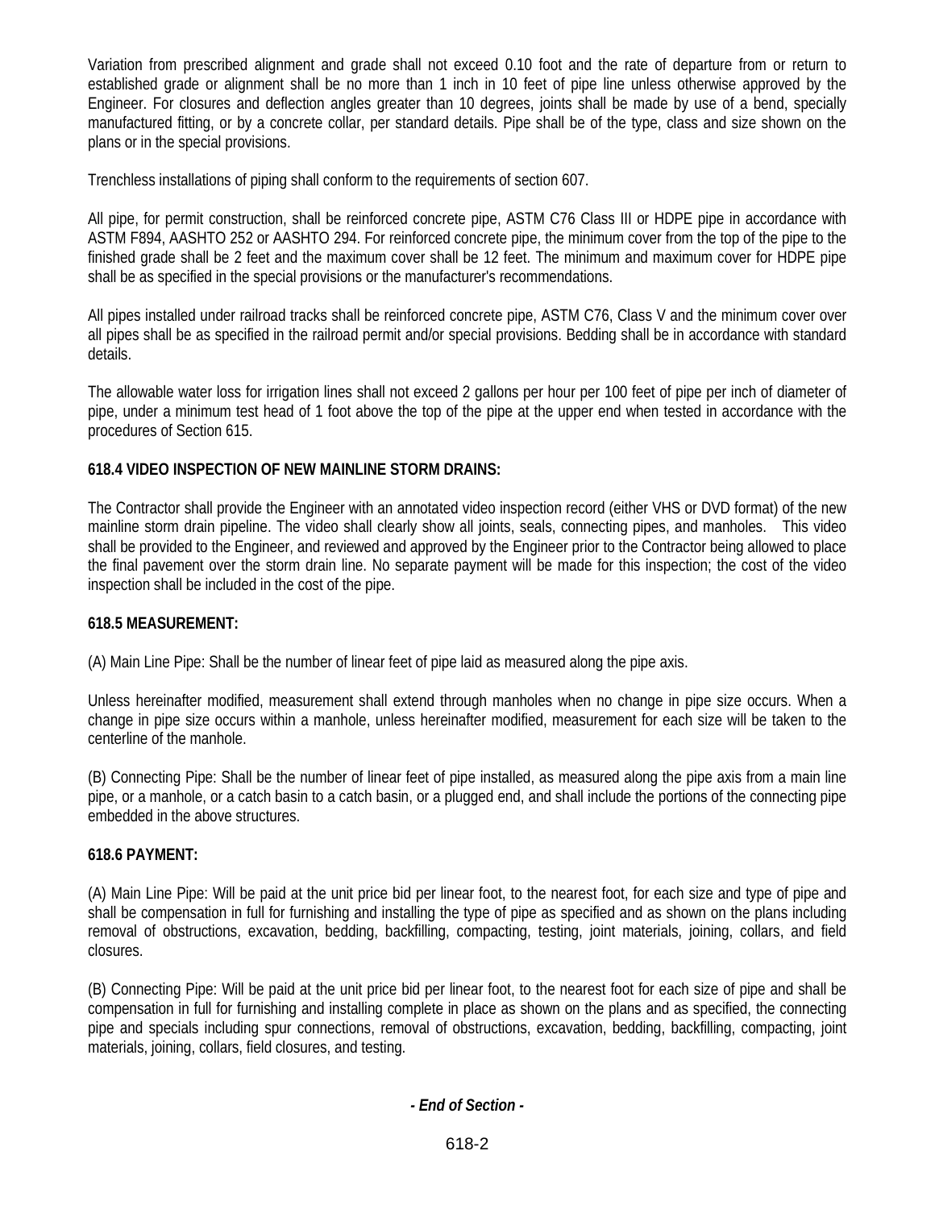Variation from prescribed alignment and grade shall not exceed 0.10 foot and the rate of departure from or return to established grade or alignment shall be no more than 1 inch in 10 feet of pipe line unless otherwise approved by the Engineer. For closures and deflection angles greater than 10 degrees, joints shall be made by use of a bend, specially manufactured fitting, or by a concrete collar, per standard details. Pipe shall be of the type, class and size shown on the plans or in the special provisions.

Trenchless installations of piping shall conform to the requirements of section 607.

All pipe, for permit construction, shall be reinforced concrete pipe, ASTM C76 Class III or HDPE pipe in accordance with ASTM F894, AASHTO 252 or AASHTO 294. For reinforced concrete pipe, the minimum cover from the top of the pipe to the finished grade shall be 2 feet and the maximum cover shall be 12 feet. The minimum and maximum cover for HDPE pipe shall be as specified in the special provisions or the manufacturer's recommendations.

All pipes installed under railroad tracks shall be reinforced concrete pipe, ASTM C76, Class V and the minimum cover over all pipes shall be as specified in the railroad permit and/or special provisions. Bedding shall be in accordance with standard details.

The allowable water loss for irrigation lines shall not exceed 2 gallons per hour per 100 feet of pipe per inch of diameter of pipe, under a minimum test head of 1 foot above the top of the pipe at the upper end when tested in accordance with the procedures of Section 615.

**618.4 VIDEO INSPECTION OF NEW MAINLINE STORM DRAINS:**

The Contractor shall provide the Engineer with an annotated video inspection record (either VHS or DVD format) of the new mainline storm drain pipeline. The video shall clearly show all joints, seals, connecting pipes, and manholes. This video shall be provided to the Engineer, and reviewed and approved by the Engineer prior to the Contractor being allowed to place the final pavement over the storm drain line. No separate payment will be made for this inspection; the cost of the video inspection shall be included in the cost of the pipe.

**618.5 MEASUREMENT:**

(A) Main Line Pipe: Shall be the number of linear feet of pipe laid as measured along the pipe axis.

Unless hereinafter modified, measurement shall extend through manholes when no change in pipe size occurs. When a change in pipe size occurs within a manhole, unless hereinafter modified, measurement for each size will be taken to the centerline of the manhole.

(B) Connecting Pipe: Shall be the number of linear feet of pipe installed, as measured along the pipe axis from a main line pipe, or a manhole, or a catch basin to a catch basin, or a plugged end, and shall include the portions of the connecting pipe embedded in the above structures.

**618.6 PAYMENT:**

(A) Main Line Pipe: Will be paid at the unit price bid per linear foot, to the nearest foot, for each size and type of pipe and shall be compensation in full for furnishing and installing the type of pipe as specified and as shown on the plans including removal of obstructions, excavation, bedding, backfilling, compacting, testing, joint materials, joining, collars, and field closures.

(B) Connecting Pipe: Will be paid at the unit price bid per linear foot, to the nearest foot for each size of pipe and shall be compensation in full for furnishing and installing complete in place as shown on the plans and as specified, the connecting pipe and specials including spur connections, removal of obstructions, excavation, bedding, backfilling, compacting, joint materials, joining, collars, field closures, and testing.

***- End of Section -***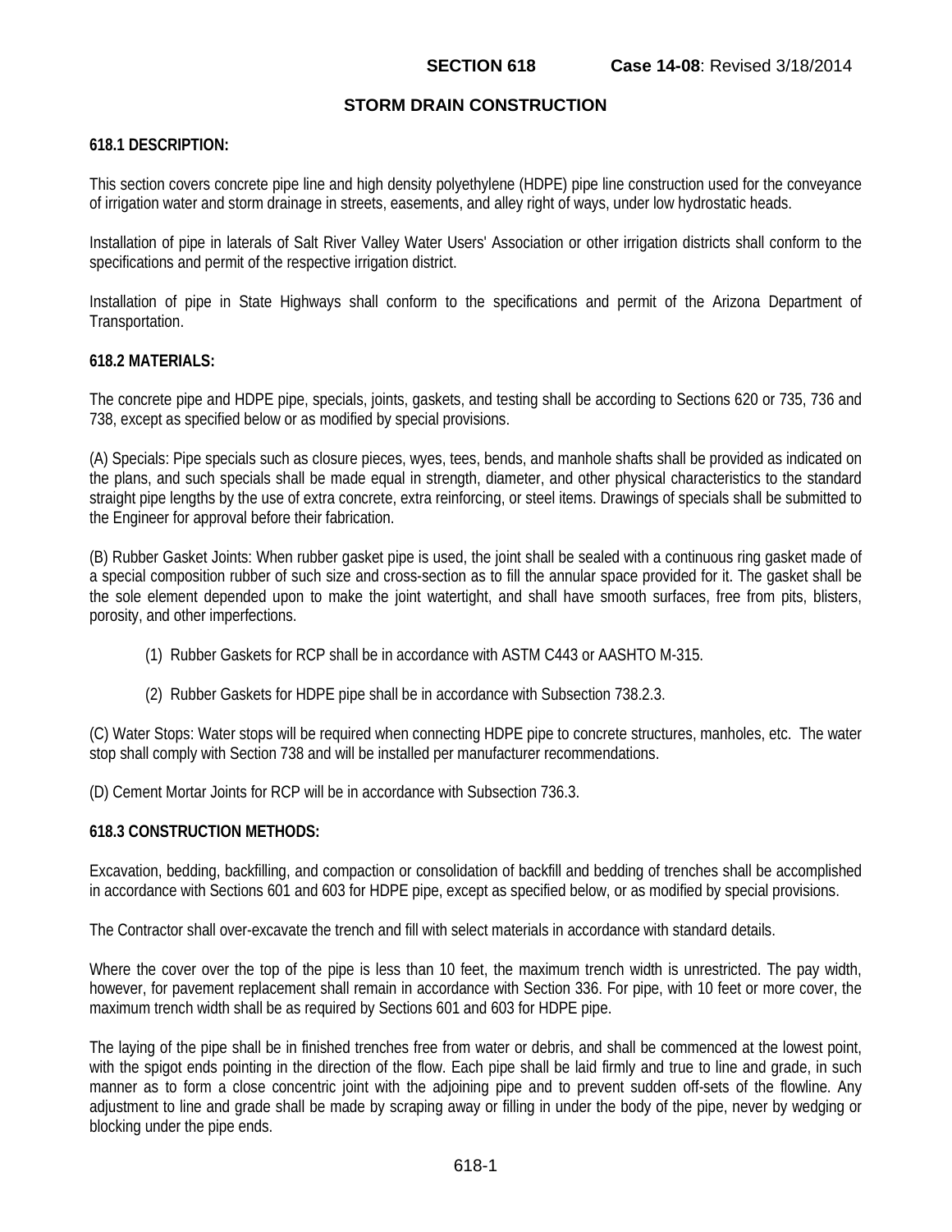**SECTION 618** **Case 14-08**: Revised 3/18/2014

# STORM DRAIN CONSTRUCTION

## 618.1 DESCRIPTION:

This section covers concrete pipe line and high density polyethylene (HDPE) pipe line construction used for the conveyance of irrigation water and storm drainage in streets, easements, and alley right of ways, under low hydrostatic heads.

Installation of pipe in laterals of Salt River Valley Water Users' Association or other irrigation districts shall conform to the specifications and permit of the respective irrigation district.

Installation of pipe in State Highways shall conform to the specifications and permit of the Arizona Department of Transportation.

## 618.2 MATERIALS:

The concrete pipe and HDPE pipe, specials, joints, gaskets, and testing shall be according to Sections 620 or 735, 736 and 738, except as specified below or as modified by special provisions.

(A) Specials: Pipe specials such as closure pieces, wyes, tees, bends, and manhole shafts shall be provided as indicated on the plans, and such specials shall be made equal in strength, diameter, and other physical characteristics to the standard straight pipe lengths by the use of extra concrete, extra reinforcing, or steel items. Drawings of specials shall be submitted to the Engineer for approval before their fabrication.

(B) Rubber Gasket Joints: When rubber gasket pipe is used, the joint shall be sealed with a continuous ring gasket made of a special composition rubber of such size and cross-section as to fill the annular space provided for it. The gasket shall be the sole element depended upon to make the joint watertight, and shall have smooth surfaces, free from pits, blisters, porosity, and other imperfections.

(1) Rubber Gaskets for RCP shall be in accordance with ASTM C443 or AASHTO M-315.

(2) Rubber Gaskets for HDPE pipe shall be in accordance with Subsection 738.2.3.

(C) Water Stops: Water stops will be required when connecting HDPE pipe to concrete structures, manholes, etc. The water stop shall comply with Section 738 and will be installed per manufacturer recommendations.

(D) Cement Mortar Joints for RCP will be in accordance with Subsection 736.3.

## 618.3 CONSTRUCTION METHODS:

Excavation, bedding, backfilling, and compaction or consolidation of backfill and bedding of trenches shall be accomplished in accordance with Sections 601 and 603 for HDPE pipe, except as specified below, or as modified by special provisions.

The Contractor shall over-excavate the trench and fill with select materials in accordance with standard details.

Where the cover over the top of the pipe is less than 10 feet, the maximum trench width is unrestricted. The pay width, however, for pavement replacement shall remain in accordance with Section 336. For pipe, with 10 feet or more cover, the maximum trench width shall be as required by Sections 601 and 603 for HDPE pipe.

The laying of the pipe shall be in finished trenches free from water or debris, and shall be commenced at the lowest point, with the spigot ends pointing in the direction of the flow. Each pipe shall be laid firmly and true to line and grade, in such manner as to form a close concentric joint with the adjoining pipe and to prevent sudden off-sets of the flowline. Any adjustment to line and grade shall be made by scraping away or filling in under the body of the pipe, never by wedging or blocking under the pipe ends.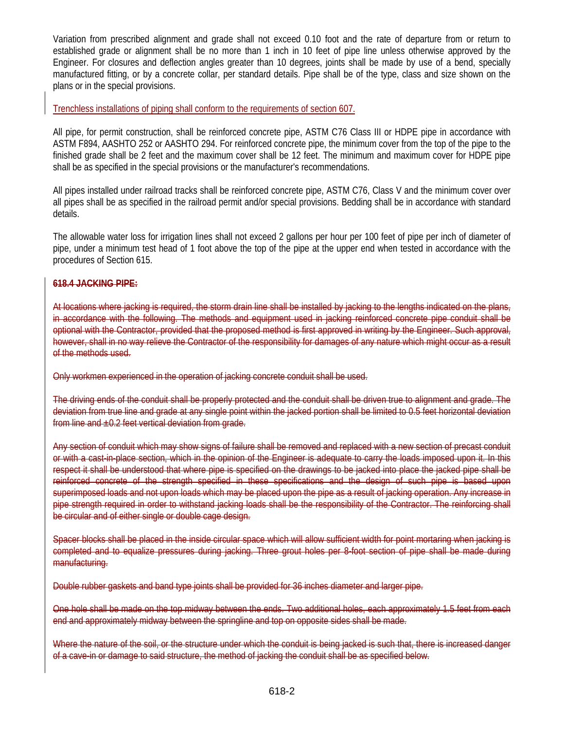Variation from prescribed alignment and grade shall not exceed 0.10 foot and the rate of departure from or return to established grade or alignment shall be no more than 1 inch in 10 feet of pipe line unless otherwise approved by the Engineer. For closures and deflection angles greater than 10 degrees, joints shall be made by use of a bend, specially manufactured fitting, or by a concrete collar, per standard details. Pipe shall be of the type, class and size shown on the plans or in the special provisions.

Trenchless installations of piping shall conform to the requirements of section 607.

All pipe, for permit construction, shall be reinforced concrete pipe, ASTM C76 Class III or HDPE pipe in accordance with ASTM F894, AASHTO 252 or AASHTO 294. For reinforced concrete pipe, the minimum cover from the top of the pipe to the finished grade shall be 2 feet and the maximum cover shall be 12 feet. The minimum and maximum cover for HDPE pipe shall be as specified in the special provisions or the manufacturer's recommendations.

All pipes installed under railroad tracks shall be reinforced concrete pipe, ASTM C76, Class V and the minimum cover over all pipes shall be as specified in the railroad permit and/or special provisions. Bedding shall be in accordance with standard details.

The allowable water loss for irrigation lines shall not exceed 2 gallons per hour per 100 feet of pipe per inch of diameter of pipe, under a minimum test head of 1 foot above the top of the pipe at the upper end when tested in accordance with the procedures of Section 615.

~~**618.4 JACKING PIPE:**~~

~~At locations where jacking is required, the storm drain line shall be installed by jacking to the lengths indicated on the plans, in accordance with the following. The methods and equipment used in jacking reinforced concrete pipe conduit shall be optional with the Contractor, provided that the proposed method is first approved in writing by the Engineer. Such approval, however, shall in no way relieve the Contractor of the responsibility for damages of any nature which might occur as a result of the methods used.~~

~~Only workmen experienced in the operation of jacking concrete conduit shall be used.~~

~~The driving ends of the conduit shall be properly protected and the conduit shall be driven true to alignment and grade. The deviation from true line and grade at any single point within the jacked portion shall be limited to 0.5 feet horizontal deviation from line and ±0.2 feet vertical deviation from grade.~~

~~Any section of conduit which may show signs of failure shall be removed and replaced with a new section of precast conduit or with a cast-in-place section, which in the opinion of the Engineer is adequate to carry the loads imposed upon it. In this respect it shall be understood that where pipe is specified on the drawings to be jacked into place the jacked pipe shall be reinforced concrete of the strength specified in these specifications and the design of such pipe is based upon superimposed loads and not upon loads which may be placed upon the pipe as a result of jacking operation. Any increase in pipe strength required in order to withstand jacking loads shall be the responsibility of the Contractor. The reinforcing shall be circular and of either single or double cage design.~~

~~Spacer blocks shall be placed in the inside circular space which will allow sufficient width for point mortaring when jacking is completed and to equalize pressures during jacking. Three grout holes per 8-foot section of pipe shall be made during manufacturing.~~

~~Double rubber gaskets and band type joints shall be provided for 36 inches diameter and larger pipe.~~

~~One hole shall be made on the top midway between the ends. Two additional holes, each approximately 1.5 feet from each end and approximately midway between the springline and top on opposite sides shall be made.~~

~~Where the nature of the soil, or the structure under which the conduit is being jacked is such that, there is increased danger of a cave-in or damage to said structure, the method of jacking the conduit shall be as specified below.~~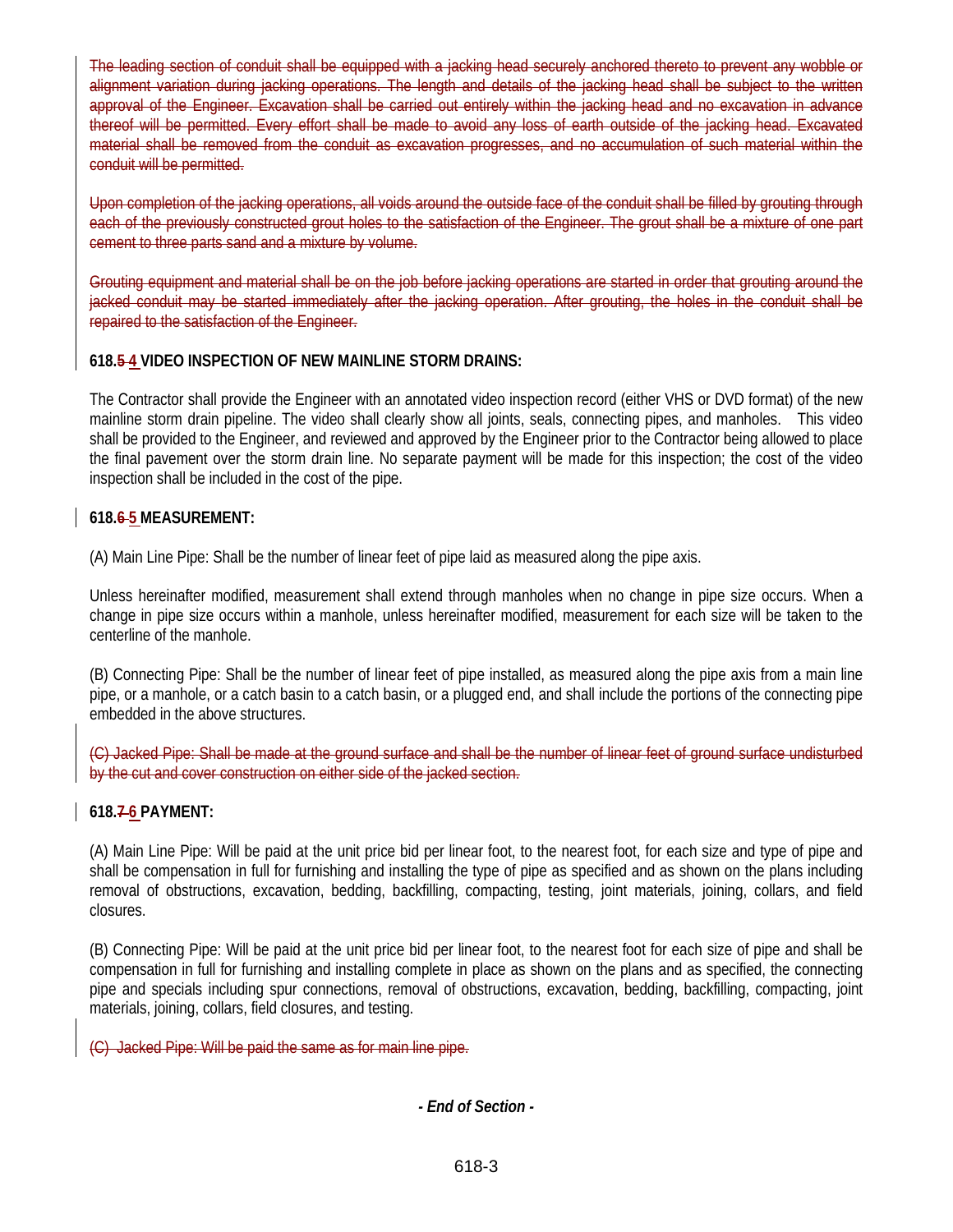~~The leading section of conduit shall be equipped with a jacking head securely anchored thereto to prevent any wobble or alignment variation during jacking operations. The length and details of the jacking head shall be subject to the written approval of the Engineer. Excavation shall be carried out entirely within the jacking head and no excavation in advance thereof will be permitted. Every effort shall be made to avoid any loss of earth outside of the jacking head. Excavated material shall be removed from the conduit as excavation progresses, and no accumulation of such material within the conduit will be permitted.~~

~~Upon completion of the jacking operations, all voids around the outside face of the conduit shall be filled by grouting through each of the previously constructed grout holes to the satisfaction of the Engineer. The grout shall be a mixture of one part cement to three parts sand and a mixture by volume.~~

~~Grouting equipment and material shall be on the job before jacking operations are started in order that grouting around the jacked conduit may be started immediately after the jacking operation. After grouting, the holes in the conduit shall be repaired to the satisfaction of the Engineer.~~

**618.~~5~~ 4 VIDEO INSPECTION OF NEW MAINLINE STORM DRAINS:**

The Contractor shall provide the Engineer with an annotated video inspection record (either VHS or DVD format) of the new mainline storm drain pipeline. The video shall clearly show all joints, seals, connecting pipes, and manholes. This video shall be provided to the Engineer, and reviewed and approved by the Engineer prior to the Contractor being allowed to place the final pavement over the storm drain line. No separate payment will be made for this inspection; the cost of the video inspection shall be included in the cost of the pipe.

**618.~~6~~ 5 MEASUREMENT:**

(A) Main Line Pipe: Shall be the number of linear feet of pipe laid as measured along the pipe axis.

Unless hereinafter modified, measurement shall extend through manholes when no change in pipe size occurs. When a change in pipe size occurs within a manhole, unless hereinafter modified, measurement for each size will be taken to the centerline of the manhole.

(B) Connecting Pipe: Shall be the number of linear feet of pipe installed, as measured along the pipe axis from a main line pipe, or a manhole, or a catch basin to a catch basin, or a plugged end, and shall include the portions of the connecting pipe embedded in the above structures.

~~(C) Jacked Pipe: Shall be made at the ground surface and shall be the number of linear feet of ground surface undisturbed by the cut and cover construction on either side of the jacked section.~~

**618.~~7~~ 6 PAYMENT:**

(A) Main Line Pipe: Will be paid at the unit price bid per linear foot, to the nearest foot, for each size and type of pipe and shall be compensation in full for furnishing and installing the type of pipe as specified and as shown on the plans including removal of obstructions, excavation, bedding, backfilling, compacting, testing, joint materials, joining, collars, and field closures.

(B) Connecting Pipe: Will be paid at the unit price bid per linear foot, to the nearest foot for each size of pipe and shall be compensation in full for furnishing and installing complete in place as shown on the plans and as specified, the connecting pipe and specials including spur connections, removal of obstructions, excavation, bedding, backfilling, compacting, joint materials, joining, collars, field closures, and testing.

~~(C) Jacked Pipe: Will be paid the same as for main line pipe.~~

***- End of Section -***